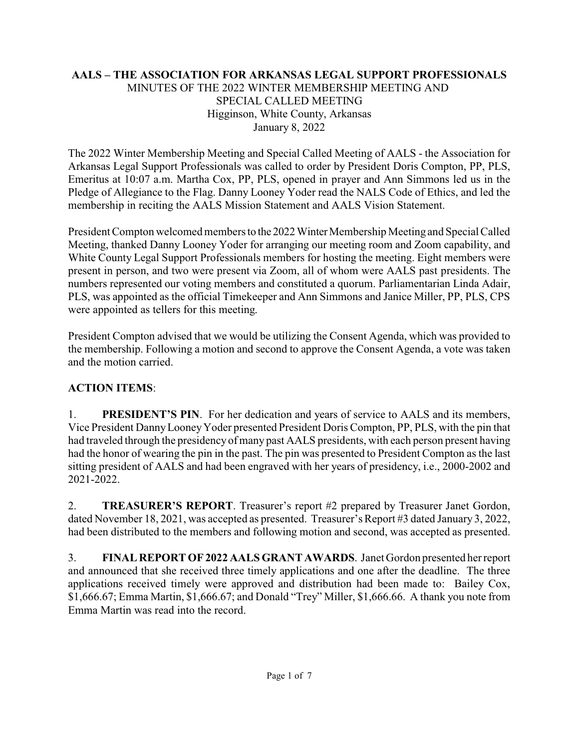**AALS – THE ASSOCIATION FOR ARKANSAS LEGAL SUPPORT PROFESSIONALS**
MINUTES OF THE 2022 WINTER MEMBERSHIP MEETING AND
SPECIAL CALLED MEETING
Higginson, White County, Arkansas
January 8, 2022

The 2022 Winter Membership Meeting and Special Called Meeting of AALS - the Association for Arkansas Legal Support Professionals was called to order by President Doris Compton, PP, PLS, Emeritus at 10:07 a.m. Martha Cox, PP, PLS, opened in prayer and Ann Simmons led us in the Pledge of Allegiance to the Flag. Danny Looney Yoder read the NALS Code of Ethics, and led the membership in reciting the AALS Mission Statement and AALS Vision Statement.

President Compton welcomed members to the 2022 Winter Membership Meeting and Special Called Meeting, thanked Danny Looney Yoder for arranging our meeting room and Zoom capability, and White County Legal Support Professionals members for hosting the meeting. Eight members were present in person, and two were present via Zoom, all of whom were AALS past presidents. The numbers represented our voting members and constituted a quorum. Parliamentarian Linda Adair, PLS, was appointed as the official Timekeeper and Ann Simmons and Janice Miller, PP, PLS, CPS were appointed as tellers for this meeting.

President Compton advised that we would be utilizing the Consent Agenda, which was provided to the membership. Following a motion and second to approve the Consent Agenda, a vote was taken and the motion carried.

**ACTION ITEMS**:

1. **PRESIDENT'S PIN**. For her dedication and years of service to AALS and its members, Vice President Danny Looney Yoder presented President Doris Compton, PP, PLS, with the pin that had traveled through the presidency of many past AALS presidents, with each person present having had the honor of wearing the pin in the past. The pin was presented to President Compton as the last sitting president of AALS and had been engraved with her years of presidency, i.e., 2000-2002 and 2021-2022.

2. **TREASURER'S REPORT**. Treasurer's report #2 prepared by Treasurer Janet Gordon, dated November 18, 2021, was accepted as presented. Treasurer's Report #3 dated January 3, 2022, had been distributed to the members and following motion and second, was accepted as presented.

3. **FINAL REPORT OF 2022 AALS GRANT AWARDS**. Janet Gordon presented her report and announced that she received three timely applications and one after the deadline. The three applications received timely were approved and distribution had been made to: Bailey Cox, $1,666.67; Emma Martin, $1,666.67; and Donald "Trey" Miller, $1,666.66. A thank you note from Emma Martin was read into the record.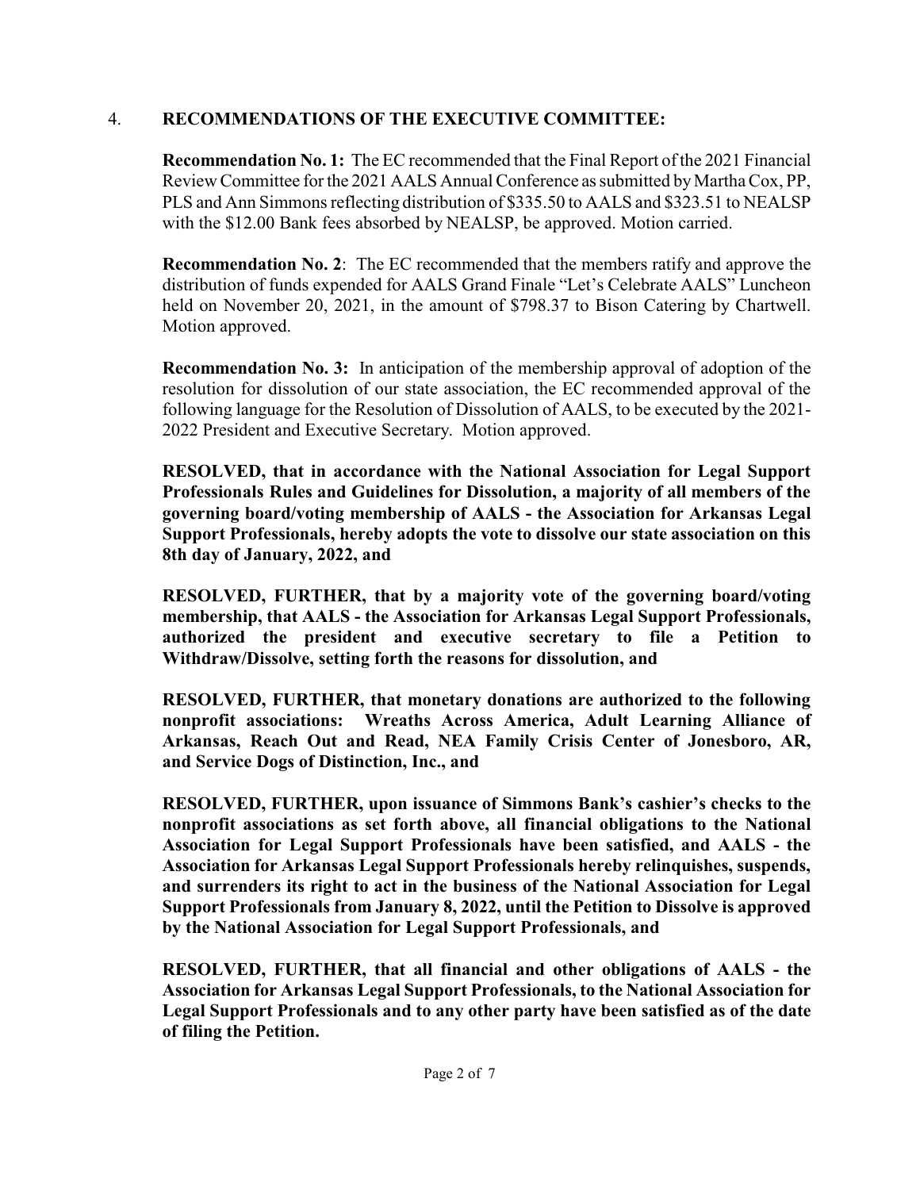## 4. RECOMMENDATIONS OF THE EXECUTIVE COMMITTEE:

**Recommendation No. 1:** The EC recommended that the Final Report of the 2021 Financial Review Committee for the 2021 AALS Annual Conference as submitted by Martha Cox, PP, PLS and Ann Simmons reflecting distribution of $335.50 to AALS and $323.51 to NEALSP with the $12.00 Bank fees absorbed by NEALSP, be approved. Motion carried.

**Recommendation No. 2**: The EC recommended that the members ratify and approve the distribution of funds expended for AALS Grand Finale "Let's Celebrate AALS" Luncheon held on November 20, 2021, in the amount of $798.37 to Bison Catering by Chartwell. Motion approved.

**Recommendation No. 3:** In anticipation of the membership approval of adoption of the resolution for dissolution of our state association, the EC recommended approval of the following language for the Resolution of Dissolution of AALS, to be executed by the 2021-2022 President and Executive Secretary. Motion approved.

**RESOLVED, that in accordance with the National Association for Legal Support Professionals Rules and Guidelines for Dissolution, a majority of all members of the governing board/voting membership of AALS - the Association for Arkansas Legal Support Professionals, hereby adopts the vote to dissolve our state association on this 8th day of January, 2022, and**

**RESOLVED, FURTHER, that by a majority vote of the governing board/voting membership, that AALS - the Association for Arkansas Legal Support Professionals, authorized the president and executive secretary to file a Petition to Withdraw/Dissolve, setting forth the reasons for dissolution, and**

**RESOLVED, FURTHER, that monetary donations are authorized to the following nonprofit associations: Wreaths Across America, Adult Learning Alliance of Arkansas, Reach Out and Read, NEA Family Crisis Center of Jonesboro, AR, and Service Dogs of Distinction, Inc., and**

**RESOLVED, FURTHER, upon issuance of Simmons Bank's cashier's checks to the nonprofit associations as set forth above, all financial obligations to the National Association for Legal Support Professionals have been satisfied, and AALS - the Association for Arkansas Legal Support Professionals hereby relinquishes, suspends, and surrenders its right to act in the business of the National Association for Legal Support Professionals from January 8, 2022, until the Petition to Dissolve is approved by the National Association for Legal Support Professionals, and**

**RESOLVED, FURTHER, that all financial and other obligations of AALS - the Association for Arkansas Legal Support Professionals, to the National Association for Legal Support Professionals and to any other party have been satisfied as of the date of filing the Petition.**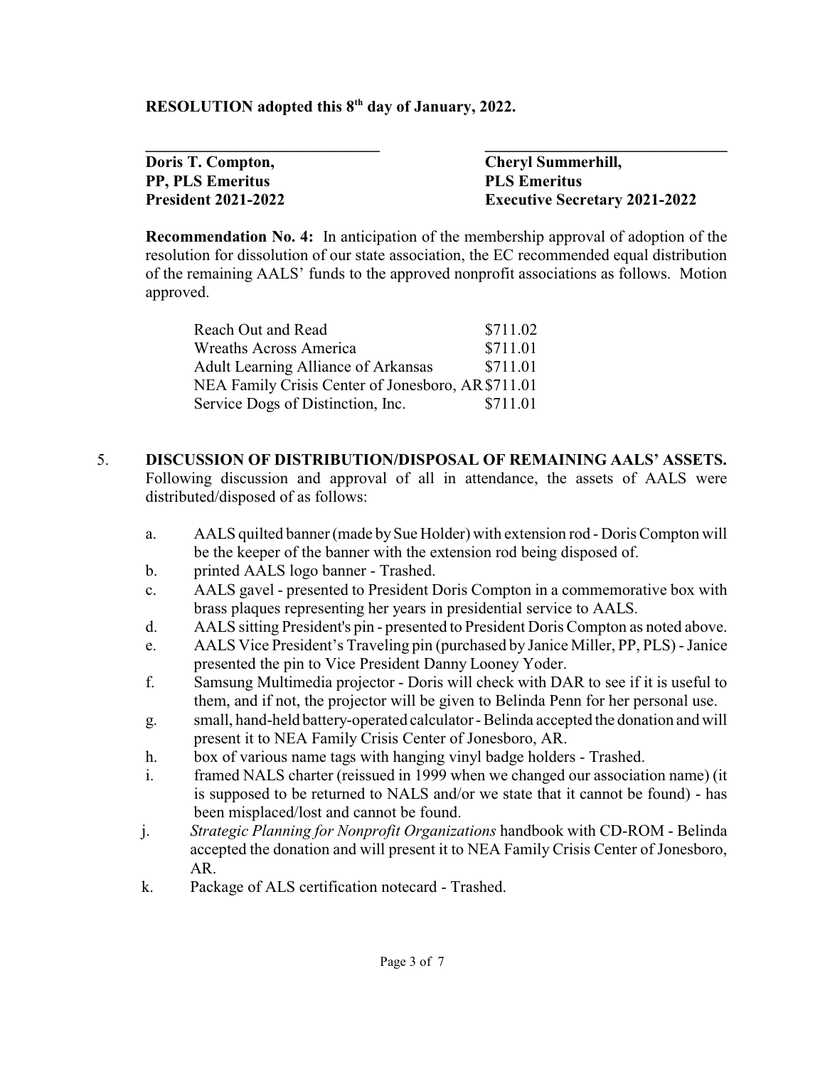**RESOLUTION adopted this 8th day of January, 2022.**

| | |
|---|---|
| \_\_\_\_\_\_\_\_\_\_\_\_\_\_\_\_\_\_\_\_\_\_\_\_\_\_\_\_\_\_ | \_\_\_\_\_\_\_\_\_\_\_\_\_\_\_\_\_\_\_\_\_\_\_\_\_\_\_\_\_\_ |
| **Doris T. Compton,** | **Cheryl Summerhill,** |
| **PP, PLS Emeritus** | **PLS Emeritus** |
| **President 2021-2022** | **Executive Secretary 2021-2022** |

**Recommendation No. 4:** In anticipation of the membership approval of adoption of the resolution for dissolution of our state association, the EC recommended equal distribution of the remaining AALS' funds to the approved nonprofit associations as follows. Motion approved.

| | |
|---|---|
| Reach Out and Read | $711.02 |
| Wreaths Across America | $711.01 |
| Adult Learning Alliance of Arkansas | $711.01 |
| NEA Family Crisis Center of Jonesboro, AR | $711.01 |
| Service Dogs of Distinction, Inc. | $711.01 |

5. **DISCUSSION OF DISTRIBUTION/DISPOSAL OF REMAINING AALS' ASSETS.** Following discussion and approval of all in attendance, the assets of AALS were distributed/disposed of as follows:

   a. AALS quilted banner (made by Sue Holder) with extension rod - Doris Compton will be the keeper of the banner with the extension rod being disposed of.

   b. printed AALS logo banner - Trashed.

   c. AALS gavel - presented to President Doris Compton in a commemorative box with brass plaques representing her years in presidential service to AALS.

   d. AALS sitting President's pin - presented to President Doris Compton as noted above.

   e. AALS Vice President's Traveling pin (purchased by Janice Miller, PP, PLS) - Janice presented the pin to Vice President Danny Looney Yoder.

   f. Samsung Multimedia projector - Doris will check with DAR to see if it is useful to them, and if not, the projector will be given to Belinda Penn for her personal use.

   g. small, hand-held battery-operated calculator - Belinda accepted the donation and will present it to NEA Family Crisis Center of Jonesboro, AR.

   h. box of various name tags with hanging vinyl badge holders - Trashed.

   i. framed NALS charter (reissued in 1999 when we changed our association name) (it is supposed to be returned to NALS and/or we state that it cannot be found) - has been misplaced/lost and cannot be found.

   j. *Strategic Planning for Nonprofit Organizations* handbook with CD-ROM - Belinda accepted the donation and will present it to NEA Family Crisis Center of Jonesboro, AR.

   k. Package of ALS certification notecard - Trashed.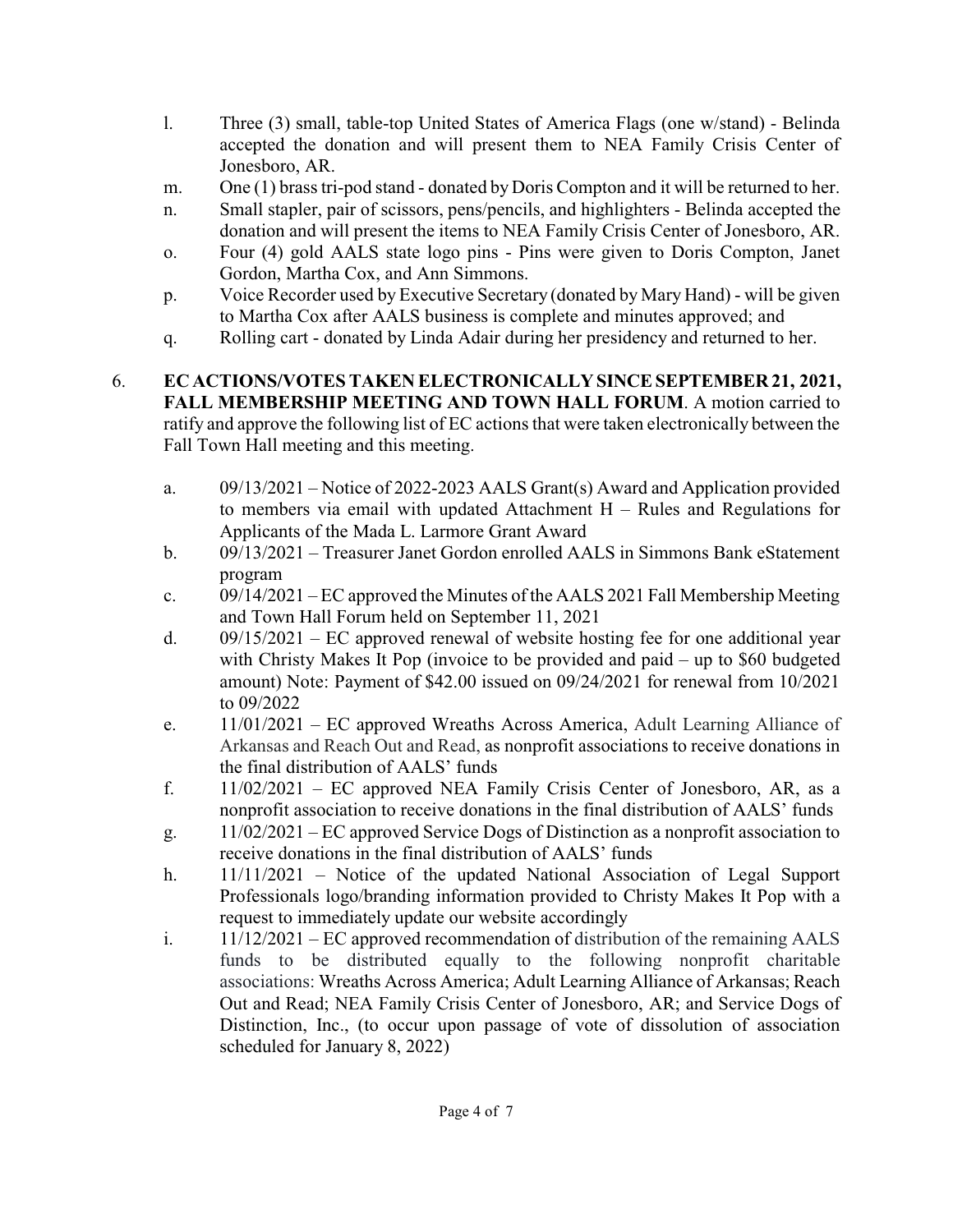l. Three (3) small, table-top United States of America Flags (one w/stand) - Belinda accepted the donation and will present them to NEA Family Crisis Center of Jonesboro, AR.

m. One (1) brass tri-pod stand - donated by Doris Compton and it will be returned to her.

n. Small stapler, pair of scissors, pens/pencils, and highlighters - Belinda accepted the donation and will present the items to NEA Family Crisis Center of Jonesboro, AR.

o. Four (4) gold AALS state logo pins - Pins were given to Doris Compton, Janet Gordon, Martha Cox, and Ann Simmons.

p. Voice Recorder used by Executive Secretary (donated by Mary Hand) - will be given to Martha Cox after AALS business is complete and minutes approved; and

q. Rolling cart - donated by Linda Adair during her presidency and returned to her.

6. **EC ACTIONS/VOTES TAKEN ELECTRONICALLY SINCE SEPTEMBER 21, 2021, FALL MEMBERSHIP MEETING AND TOWN HALL FORUM**. A motion carried to ratify and approve the following list of EC actions that were taken electronically between the Fall Town Hall meeting and this meeting.

   a. 09/13/2021 – Notice of 2022-2023 AALS Grant(s) Award and Application provided to members via email with updated Attachment H – Rules and Regulations for Applicants of the Mada L. Larmore Grant Award

   b. 09/13/2021 – Treasurer Janet Gordon enrolled AALS in Simmons Bank eStatement program

   c. 09/14/2021 – EC approved the Minutes of the AALS 2021 Fall Membership Meeting and Town Hall Forum held on September 11, 2021

   d. 09/15/2021 – EC approved renewal of website hosting fee for one additional year with Christy Makes It Pop (invoice to be provided and paid – up to $60 budgeted amount) Note: Payment of $42.00 issued on 09/24/2021 for renewal from 10/2021 to 09/2022

   e. 11/01/2021 – EC approved Wreaths Across America, Adult Learning Alliance of Arkansas and Reach Out and Read, as nonprofit associations to receive donations in the final distribution of AALS' funds

   f. 11/02/2021 – EC approved NEA Family Crisis Center of Jonesboro, AR, as a nonprofit association to receive donations in the final distribution of AALS' funds

   g. 11/02/2021 – EC approved Service Dogs of Distinction as a nonprofit association to receive donations in the final distribution of AALS' funds

   h. 11/11/2021 – Notice of the updated National Association of Legal Support Professionals logo/branding information provided to Christy Makes It Pop with a request to immediately update our website accordingly

   i. 11/12/2021 – EC approved recommendation of distribution of the remaining AALS funds to be distributed equally to the following nonprofit charitable associations: Wreaths Across America; Adult Learning Alliance of Arkansas; Reach Out and Read; NEA Family Crisis Center of Jonesboro, AR; and Service Dogs of Distinction, Inc., (to occur upon passage of vote of dissolution of association scheduled for January 8, 2022)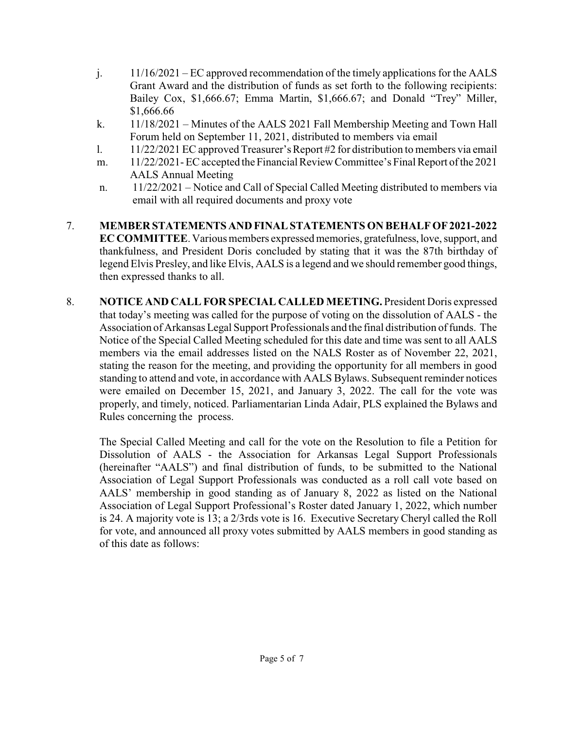j. 11/16/2021 – EC approved recommendation of the timely applications for the AALS Grant Award and the distribution of funds as set forth to the following recipients: Bailey Cox, $1,666.67; Emma Martin, $1,666.67; and Donald "Trey" Miller, $1,666.66

k. 11/18/2021 – Minutes of the AALS 2021 Fall Membership Meeting and Town Hall Forum held on September 11, 2021, distributed to members via email

l. 11/22/2021 EC approved Treasurer's Report #2 for distribution to members via email

m. 11/22/2021- EC accepted the Financial Review Committee's Final Report of the 2021 AALS Annual Meeting

n. 11/22/2021 – Notice and Call of Special Called Meeting distributed to members via email with all required documents and proxy vote

7. **MEMBER STATEMENTS AND FINAL STATEMENTS ON BEHALF OF 2021-2022 EC COMMITTEE**. Various members expressed memories, gratefulness, love, support, and thankfulness, and President Doris concluded by stating that it was the 87th birthday of legend Elvis Presley, and like Elvis, AALS is a legend and we should remember good things, then expressed thanks to all.

8. **NOTICE AND CALL FOR SPECIAL CALLED MEETING.** President Doris expressed that today's meeting was called for the purpose of voting on the dissolution of AALS - the Association of Arkansas Legal Support Professionals and the final distribution of funds. The Notice of the Special Called Meeting scheduled for this date and time was sent to all AALS members via the email addresses listed on the NALS Roster as of November 22, 2021, stating the reason for the meeting, and providing the opportunity for all members in good standing to attend and vote, in accordance with AALS Bylaws. Subsequent reminder notices were emailed on December 15, 2021, and January 3, 2022. The call for the vote was properly, and timely, noticed. Parliamentarian Linda Adair, PLS explained the Bylaws and Rules concerning the process.

   The Special Called Meeting and call for the vote on the Resolution to file a Petition for Dissolution of AALS - the Association for Arkansas Legal Support Professionals (hereinafter "AALS") and final distribution of funds, to be submitted to the National Association of Legal Support Professionals was conducted as a roll call vote based on AALS' membership in good standing as of January 8, 2022 as listed on the National Association of Legal Support Professional's Roster dated January 1, 2022, which number is 24. A majority vote is 13; a 2/3rds vote is 16. Executive Secretary Cheryl called the Roll for vote, and announced all proxy votes submitted by AALS members in good standing as of this date as follows: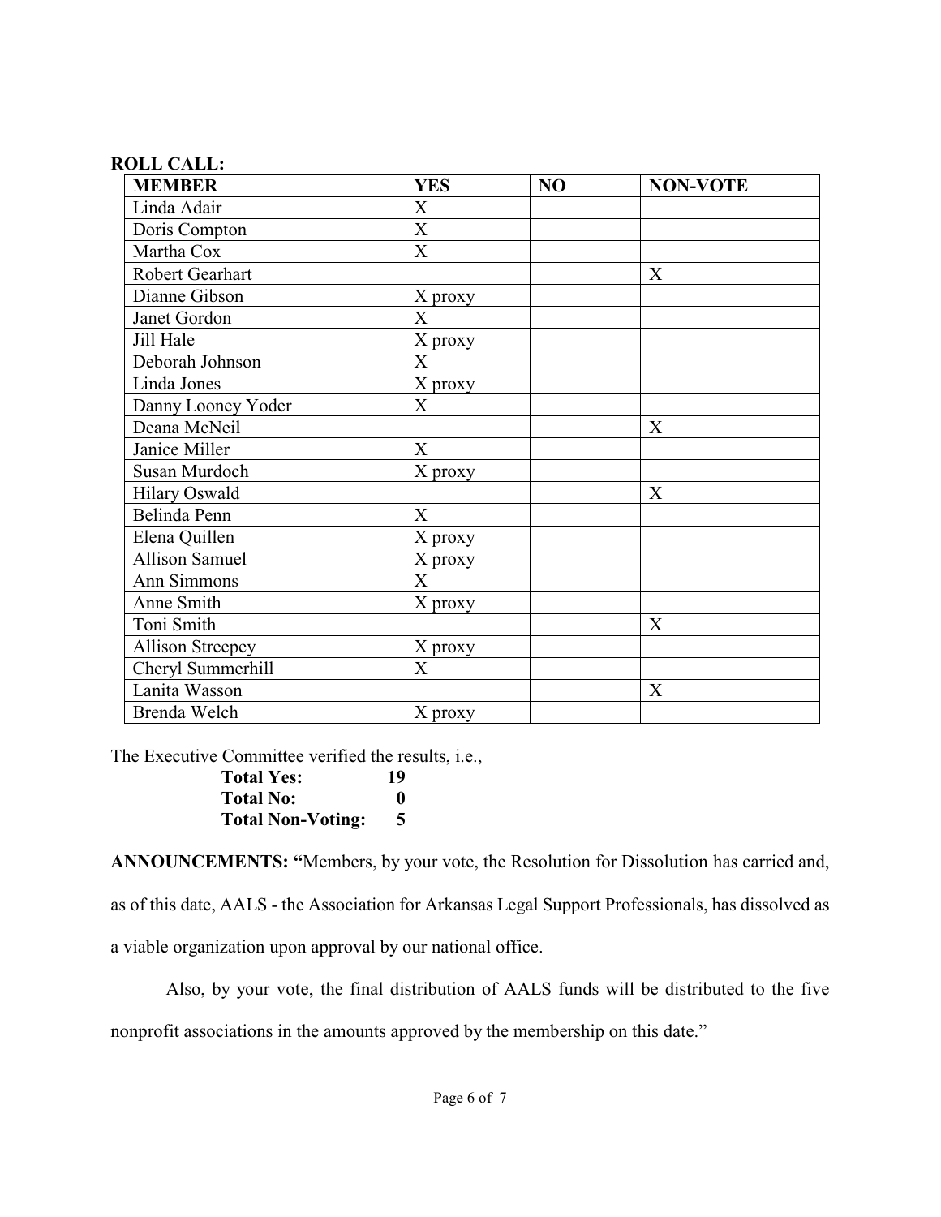**ROLL CALL:**

| MEMBER | YES | NO | NON-VOTE |
| --- | --- | --- | --- |
| Linda Adair | X | | |
| Doris Compton | X | | |
| Martha Cox | X | | |
| Robert Gearhart | | | X |
| Dianne Gibson | X proxy | | |
| Janet Gordon | X | | |
| Jill Hale | X proxy | | |
| Deborah Johnson | X | | |
| Linda Jones | X proxy | | |
| Danny Looney Yoder | X | | |
| Deana McNeil | | | X |
| Janice Miller | X | | |
| Susan Murdoch | X proxy | | |
| Hilary Oswald | | | X |
| Belinda Penn | X | | |
| Elena Quillen | X proxy | | |
| Allison Samuel | X proxy | | |
| Ann Simmons | X | | |
| Anne Smith | X proxy | | |
| Toni Smith | | | X |
| Allison Streepey | X proxy | | |
| Cheryl Summerhill | X | | |
| Lanita Wasson | | | X |
| Brenda Welch | X proxy | | |

The Executive Committee verified the results, i.e.,

**Total Yes:** **19**
**Total No:** **0**
**Total Non-Voting:** **5**

**ANNOUNCEMENTS:** **"**Members, by your vote, the Resolution for Dissolution has carried and, as of this date, AALS - the Association for Arkansas Legal Support Professionals, has dissolved as a viable organization upon approval by our national office.

Also, by your vote, the final distribution of AALS funds will be distributed to the five nonprofit associations in the amounts approved by the membership on this date."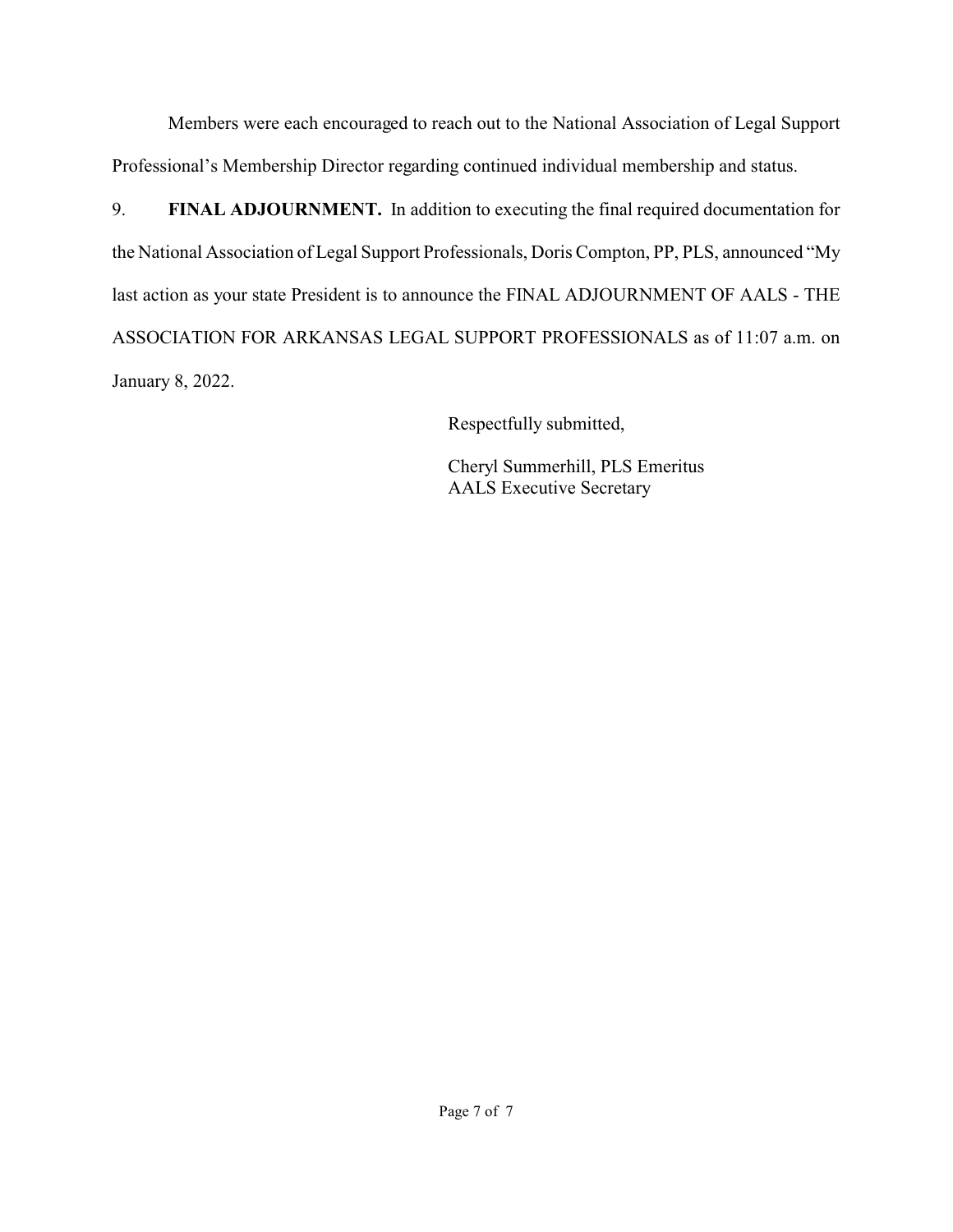Members were each encouraged to reach out to the National Association of Legal Support Professional's Membership Director regarding continued individual membership and status.

9. **FINAL ADJOURNMENT.** In addition to executing the final required documentation for the National Association of Legal Support Professionals, Doris Compton, PP, PLS, announced "My last action as your state President is to announce the FINAL ADJOURNMENT OF AALS - THE ASSOCIATION FOR ARKANSAS LEGAL SUPPORT PROFESSIONALS as of 11:07 a.m. on January 8, 2022.

Respectfully submitted,

Cheryl Summerhill, PLS Emeritus
AALS Executive Secretary